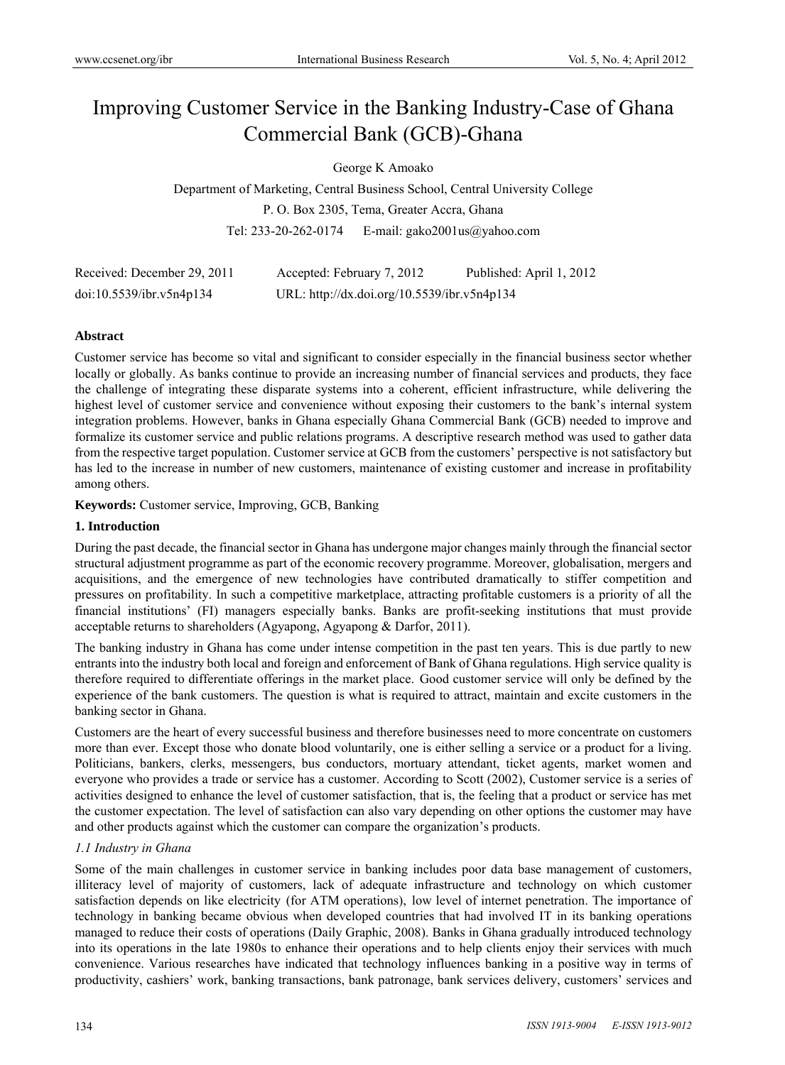# Improving Customer Service in the Banking Industry-Case of Ghana Commercial Bank (GCB)-Ghana

George K Amoako

Department of Marketing, Central Business School, Central University College

P. O. Box 2305, Tema, Greater Accra, Ghana

Tel: 233-20-262-0174 E-mail: gako2001us@yahoo.com

Received: December 29, 2011 Accepted: February 7, 2012 Published: April 1, 2012

doi:10.5539/ibr.v5n4p134 URL: http://dx.doi.org/10.5539/ibr.v5n4p134

## Abstract

Customer service has become so vital and significant to consider especially in the financial business sector whether locally or globally. As banks continue to provide an increasing number of financial services and products, they face the challenge of integrating these disparate systems into a coherent, efficient infrastructure, while delivering the highest level of customer service and convenience without exposing their customers to the bank's internal system integration problems. However, banks in Ghana especially Ghana Commercial Bank (GCB) needed to improve and formalize its customer service and public relations programs. A descriptive research method was used to gather data from the respective target population. Customer service at GCB from the customers' perspective is not satisfactory but has led to the increase in number of new customers, maintenance of existing customer and increase in profitability among others.

**Keywords:** Customer service, Improving, GCB, Banking

## 1. Introduction

During the past decade, the financial sector in Ghana has undergone major changes mainly through the financial sector structural adjustment programme as part of the economic recovery programme. Moreover, globalisation, mergers and acquisitions, and the emergence of new technologies have contributed dramatically to stiffer competition and pressures on profitability. In such a competitive marketplace, attracting profitable customers is a priority of all the financial institutions' (FI) managers especially banks. Banks are profit-seeking institutions that must provide acceptable returns to shareholders (Agyapong, Agyapong & Darfor, 2011).

The banking industry in Ghana has come under intense competition in the past ten years. This is due partly to new entrants into the industry both local and foreign and enforcement of Bank of Ghana regulations. High service quality is therefore required to differentiate offerings in the market place. Good customer service will only be defined by the experience of the bank customers. The question is what is required to attract, maintain and excite customers in the banking sector in Ghana.

Customers are the heart of every successful business and therefore businesses need to more concentrate on customers more than ever. Except those who donate blood voluntarily, one is either selling a service or a product for a living. Politicians, bankers, clerks, messengers, bus conductors, mortuary attendant, ticket agents, market women and everyone who provides a trade or service has a customer. According to Scott (2002), Customer service is a series of activities designed to enhance the level of customer satisfaction, that is, the feeling that a product or service has met the customer expectation. The level of satisfaction can also vary depending on other options the customer may have and other products against which the customer can compare the organization's products.

### *1.1 Industry in Ghana*

Some of the main challenges in customer service in banking includes poor data base management of customers, illiteracy level of majority of customers, lack of adequate infrastructure and technology on which customer satisfaction depends on like electricity (for ATM operations), low level of internet penetration. The importance of technology in banking became obvious when developed countries that had involved IT in its banking operations managed to reduce their costs of operations (Daily Graphic, 2008). Banks in Ghana gradually introduced technology into its operations in the late 1980s to enhance their operations and to help clients enjoy their services with much convenience. Various researches have indicated that technology influences banking in a positive way in terms of productivity, cashiers' work, banking transactions, bank patronage, bank services delivery, customers' services and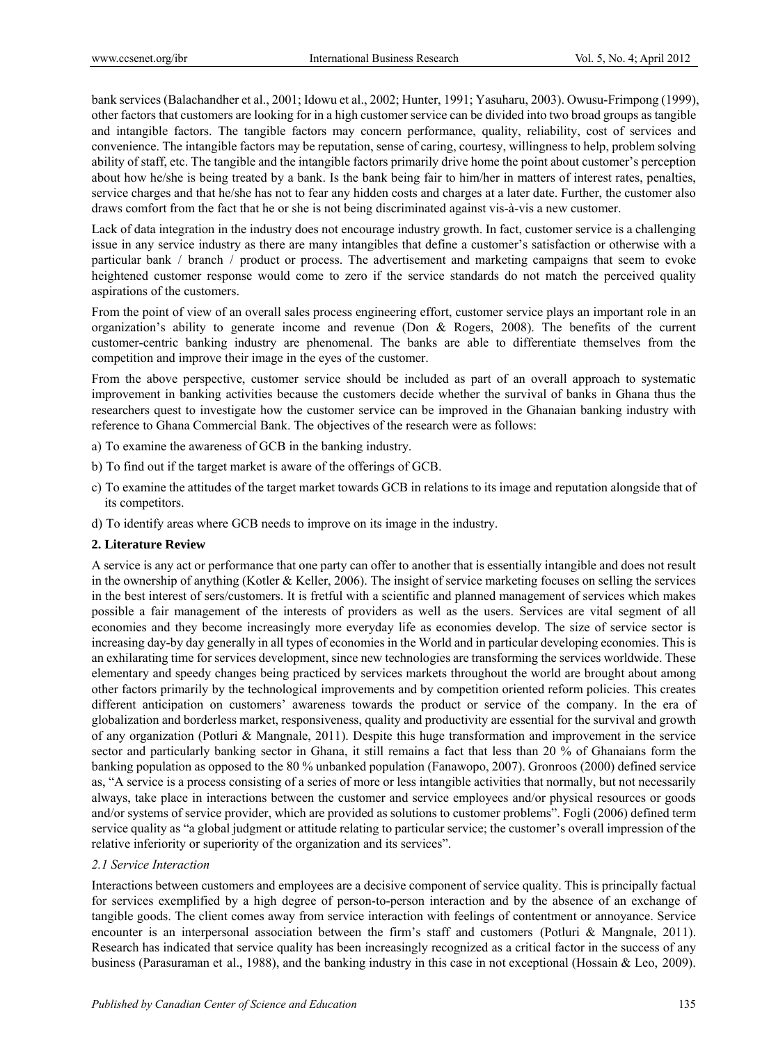bank services (Balachandher et al., 2001; Idowu et al., 2002; Hunter, 1991; Yasuharu, 2003). Owusu-Frimpong (1999), other factors that customers are looking for in a high customer service can be divided into two broad groups as tangible and intangible factors. The tangible factors may concern performance, quality, reliability, cost of services and convenience. The intangible factors may be reputation, sense of caring, courtesy, willingness to help, problem solving ability of staff, etc. The tangible and the intangible factors primarily drive home the point about customer's perception about how he/she is being treated by a bank. Is the bank being fair to him/her in matters of interest rates, penalties, service charges and that he/she has not to fear any hidden costs and charges at a later date. Further, the customer also draws comfort from the fact that he or she is not being discriminated against vis-à-vis a new customer.

Lack of data integration in the industry does not encourage industry growth. In fact, customer service is a challenging issue in any service industry as there are many intangibles that define a customer's satisfaction or otherwise with a particular bank / branch / product or process. The advertisement and marketing campaigns that seem to evoke heightened customer response would come to zero if the service standards do not match the perceived quality aspirations of the customers.

From the point of view of an overall sales process engineering effort, customer service plays an important role in an organization's ability to generate income and revenue (Don & Rogers, 2008). The benefits of the current customer-centric banking industry are phenomenal. The banks are able to differentiate themselves from the competition and improve their image in the eyes of the customer.

From the above perspective, customer service should be included as part of an overall approach to systematic improvement in banking activities because the customers decide whether the survival of banks in Ghana thus the researchers quest to investigate how the customer service can be improved in the Ghanaian banking industry with reference to Ghana Commercial Bank. The objectives of the research were as follows:

a) To examine the awareness of GCB in the banking industry.

b) To find out if the target market is aware of the offerings of GCB.

c) To examine the attitudes of the target market towards GCB in relations to its image and reputation alongside that of its competitors.

d) To identify areas where GCB needs to improve on its image in the industry.

## 2. Literature Review

A service is any act or performance that one party can offer to another that is essentially intangible and does not result in the ownership of anything (Kotler & Keller, 2006). The insight of service marketing focuses on selling the services in the best interest of sers/customers. It is fretful with a scientific and planned management of services which makes possible a fair management of the interests of providers as well as the users. Services are vital segment of all economies and they become increasingly more everyday life as economies develop. The size of service sector is increasing day-by day generally in all types of economies in the World and in particular developing economies. This is an exhilarating time for services development, since new technologies are transforming the services worldwide. These elementary and speedy changes being practiced by services markets throughout the world are brought about among other factors primarily by the technological improvements and by competition oriented reform policies. This creates different anticipation on customers' awareness towards the product or service of the company. In the era of globalization and borderless market, responsiveness, quality and productivity are essential for the survival and growth of any organization (Potluri & Mangnale, 2011). Despite this huge transformation and improvement in the service sector and particularly banking sector in Ghana, it still remains a fact that less than 20 % of Ghanaians form the banking population as opposed to the 80 % unbanked population (Fanawopo, 2007). Gronroos (2000) defined service as, "A service is a process consisting of a series of more or less intangible activities that normally, but not necessarily always, take place in interactions between the customer and service employees and/or physical resources or goods and/or systems of service provider, which are provided as solutions to customer problems". Fogli (2006) defined term service quality as "a global judgment or attitude relating to particular service; the customer's overall impression of the relative inferiority or superiority of the organization and its services".

### *2.1 Service Interaction*

Interactions between customers and employees are a decisive component of service quality. This is principally factual for services exemplified by a high degree of person-to-person interaction and by the absence of an exchange of tangible goods. The client comes away from service interaction with feelings of contentment or annoyance. Service encounter is an interpersonal association between the firm's staff and customers (Potluri & Mangnale, 2011). Research has indicated that service quality has been increasingly recognized as a critical factor in the success of any business (Parasuraman et al., 1988), and the banking industry in this case in not exceptional (Hossain & Leo, 2009).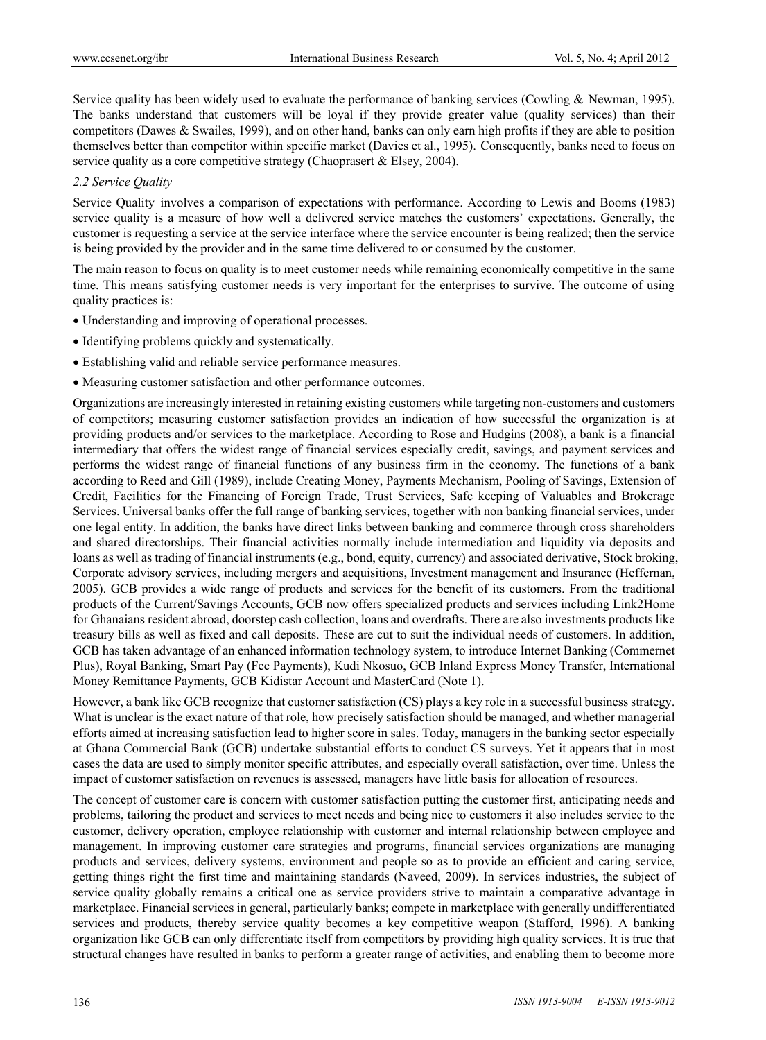Service quality has been widely used to evaluate the performance of banking services (Cowling & Newman, 1995). The banks understand that customers will be loyal if they provide greater value (quality services) than their competitors (Dawes & Swailes, 1999), and on other hand, banks can only earn high profits if they are able to position themselves better than competitor within specific market (Davies et al., 1995). Consequently, banks need to focus on service quality as a core competitive strategy (Chaoprasert & Elsey, 2004).

### *2.2 Service Quality*

Service Quality involves a comparison of expectations with performance. According to Lewis and Booms (1983) service quality is a measure of how well a delivered service matches the customers' expectations. Generally, the customer is requesting a service at the service interface where the service encounter is being realized; then the service is being provided by the provider and in the same time delivered to or consumed by the customer.

The main reason to focus on quality is to meet customer needs while remaining economically competitive in the same time. This means satisfying customer needs is very important for the enterprises to survive. The outcome of using quality practices is:

- Understanding and improving of operational processes.
- Identifying problems quickly and systematically.
- Establishing valid and reliable service performance measures.
- Measuring customer satisfaction and other performance outcomes.

Organizations are increasingly interested in retaining existing customers while targeting non-customers and customers of competitors; measuring customer satisfaction provides an indication of how successful the organization is at providing products and/or services to the marketplace. According to Rose and Hudgins (2008), a bank is a financial intermediary that offers the widest range of financial services especially credit, savings, and payment services and performs the widest range of financial functions of any business firm in the economy. The functions of a bank according to Reed and Gill (1989), include Creating Money, Payments Mechanism, Pooling of Savings, Extension of Credit, Facilities for the Financing of Foreign Trade, Trust Services, Safe keeping of Valuables and Brokerage Services. Universal banks offer the full range of banking services, together with non banking financial services, under one legal entity. In addition, the banks have direct links between banking and commerce through cross shareholders and shared directorships. Their financial activities normally include intermediation and liquidity via deposits and loans as well as trading of financial instruments (e.g., bond, equity, currency) and associated derivative, Stock broking, Corporate advisory services, including mergers and acquisitions, Investment management and Insurance (Heffernan, 2005). GCB provides a wide range of products and services for the benefit of its customers. From the traditional products of the Current/Savings Accounts, GCB now offers specialized products and services including Link2Home for Ghanaians resident abroad, doorstep cash collection, loans and overdrafts. There are also investments products like treasury bills as well as fixed and call deposits. These are cut to suit the individual needs of customers. In addition, GCB has taken advantage of an enhanced information technology system, to introduce Internet Banking (Commernet Plus), Royal Banking, Smart Pay (Fee Payments), Kudi Nkosuo, GCB Inland Express Money Transfer, International Money Remittance Payments, GCB Kidistar Account and MasterCard (Note 1).

However, a bank like GCB recognize that customer satisfaction (CS) plays a key role in a successful business strategy. What is unclear is the exact nature of that role, how precisely satisfaction should be managed, and whether managerial efforts aimed at increasing satisfaction lead to higher score in sales. Today, managers in the banking sector especially at Ghana Commercial Bank (GCB) undertake substantial efforts to conduct CS surveys. Yet it appears that in most cases the data are used to simply monitor specific attributes, and especially overall satisfaction, over time. Unless the impact of customer satisfaction on revenues is assessed, managers have little basis for allocation of resources.

The concept of customer care is concern with customer satisfaction putting the customer first, anticipating needs and problems, tailoring the product and services to meet needs and being nice to customers it also includes service to the customer, delivery operation, employee relationship with customer and internal relationship between employee and management. In improving customer care strategies and programs, financial services organizations are managing products and services, delivery systems, environment and people so as to provide an efficient and caring service, getting things right the first time and maintaining standards (Naveed, 2009). In services industries, the subject of service quality globally remains a critical one as service providers strive to maintain a comparative advantage in marketplace. Financial services in general, particularly banks; compete in marketplace with generally undifferentiated services and products, thereby service quality becomes a key competitive weapon (Stafford, 1996). A banking organization like GCB can only differentiate itself from competitors by providing high quality services. It is true that structural changes have resulted in banks to perform a greater range of activities, and enabling them to become more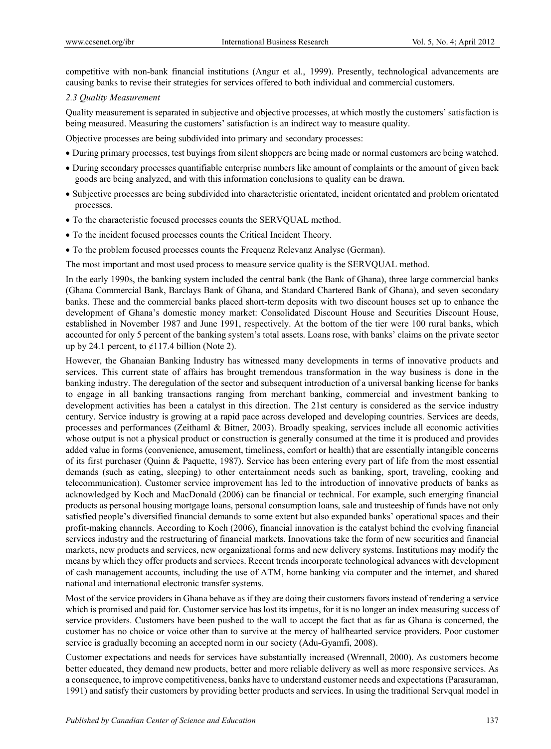competitive with non-bank financial institutions (Angur et al., 1999). Presently, technological advancements are causing banks to revise their strategies for services offered to both individual and commercial customers.

### *2.3 Quality Measurement*

Quality measurement is separated in subjective and objective processes, at which mostly the customers' satisfaction is being measured. Measuring the customers' satisfaction is an indirect way to measure quality.

Objective processes are being subdivided into primary and secondary processes:

- During primary processes, test buyings from silent shoppers are being made or normal customers are being watched.
- During secondary processes quantifiable enterprise numbers like amount of complaints or the amount of given back goods are being analyzed, and with this information conclusions to quality can be drawn.
- Subjective processes are being subdivided into characteristic orientated, incident orientated and problem orientated processes.
- To the characteristic focused processes counts the SERVQUAL method.
- To the incident focused processes counts the Critical Incident Theory.
- To the problem focused processes counts the Frequenz Relevanz Analyse (German).

The most important and most used process to measure service quality is the SERVQUAL method.

In the early 1990s, the banking system included the central bank (the Bank of Ghana), three large commercial banks (Ghana Commercial Bank, Barclays Bank of Ghana, and Standard Chartered Bank of Ghana), and seven secondary banks. These and the commercial banks placed short-term deposits with two discount houses set up to enhance the development of Ghana's domestic money market: Consolidated Discount House and Securities Discount House, established in November 1987 and June 1991, respectively. At the bottom of the tier were 100 rural banks, which accounted for only 5 percent of the banking system's total assets. Loans rose, with banks' claims on the private sector up by 24.1 percent, to ¢117.4 billion (Note 2).

However, the Ghanaian Banking Industry has witnessed many developments in terms of innovative products and services. This current state of affairs has brought tremendous transformation in the way business is done in the banking industry. The deregulation of the sector and subsequent introduction of a universal banking license for banks to engage in all banking transactions ranging from merchant banking, commercial and investment banking to development activities has been a catalyst in this direction. The 21st century is considered as the service industry century. Service industry is growing at a rapid pace across developed and developing countries. Services are deeds, processes and performances (Zeithaml & Bitner, 2003). Broadly speaking, services include all economic activities whose output is not a physical product or construction is generally consumed at the time it is produced and provides added value in forms (convenience, amusement, timeliness, comfort or health) that are essentially intangible concerns of its first purchaser (Quinn & Paquette, 1987). Service has been entering every part of life from the most essential demands (such as eating, sleeping) to other entertainment needs such as banking, sport, traveling, cooking and telecommunication). Customer service improvement has led to the introduction of innovative products of banks as acknowledged by Koch and MacDonald (2006) can be financial or technical. For example, such emerging financial products as personal housing mortgage loans, personal consumption loans, sale and trusteeship of funds have not only satisfied people's diversified financial demands to some extent but also expanded banks' operational spaces and their profit-making channels. According to Koch (2006), financial innovation is the catalyst behind the evolving financial services industry and the restructuring of financial markets. Innovations take the form of new securities and financial markets, new products and services, new organizational forms and new delivery systems. Institutions may modify the means by which they offer products and services. Recent trends incorporate technological advances with development of cash management accounts, including the use of ATM, home banking via computer and the internet, and shared national and international electronic transfer systems.

Most of the service providers in Ghana behave as if they are doing their customers favors instead of rendering a service which is promised and paid for. Customer service has lost its impetus, for it is no longer an index measuring success of service providers. Customers have been pushed to the wall to accept the fact that as far as Ghana is concerned, the customer has no choice or voice other than to survive at the mercy of halfhearted service providers. Poor customer service is gradually becoming an accepted norm in our society (Adu-Gyamfi, 2008).

Customer expectations and needs for services have substantially increased (Wrennall, 2000). As customers become better educated, they demand new products, better and more reliable delivery as well as more responsive services. As a consequence, to improve competitiveness, banks have to understand customer needs and expectations (Parasuraman, 1991) and satisfy their customers by providing better products and services. In using the traditional Servqual model in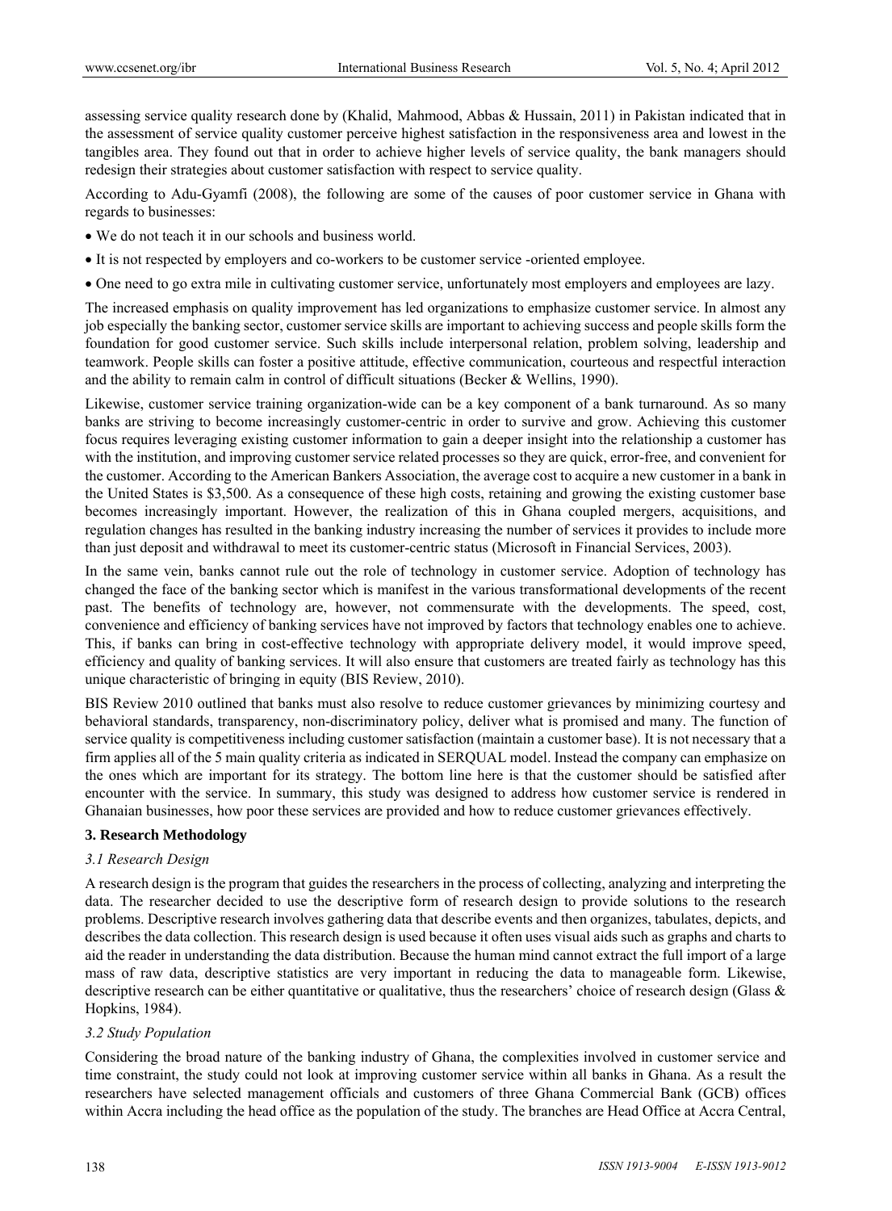assessing service quality research done by (Khalid, Mahmood, Abbas & Hussain, 2011) in Pakistan indicated that in the assessment of service quality customer perceive highest satisfaction in the responsiveness area and lowest in the tangibles area. They found out that in order to achieve higher levels of service quality, the bank managers should redesign their strategies about customer satisfaction with respect to service quality.

According to Adu-Gyamfi (2008), the following are some of the causes of poor customer service in Ghana with regards to businesses:

- We do not teach it in our schools and business world.
- It is not respected by employers and co-workers to be customer service -oriented employee.
- One need to go extra mile in cultivating customer service, unfortunately most employers and employees are lazy.

The increased emphasis on quality improvement has led organizations to emphasize customer service. In almost any job especially the banking sector, customer service skills are important to achieving success and people skills form the foundation for good customer service. Such skills include interpersonal relation, problem solving, leadership and teamwork. People skills can foster a positive attitude, effective communication, courteous and respectful interaction and the ability to remain calm in control of difficult situations (Becker & Wellins, 1990).

Likewise, customer service training organization-wide can be a key component of a bank turnaround. As so many banks are striving to become increasingly customer-centric in order to survive and grow. Achieving this customer focus requires leveraging existing customer information to gain a deeper insight into the relationship a customer has with the institution, and improving customer service related processes so they are quick, error-free, and convenient for the customer. According to the American Bankers Association, the average cost to acquire a new customer in a bank in the United States is $3,500. As a consequence of these high costs, retaining and growing the existing customer base becomes increasingly important. However, the realization of this in Ghana coupled mergers, acquisitions, and regulation changes has resulted in the banking industry increasing the number of services it provides to include more than just deposit and withdrawal to meet its customer-centric status (Microsoft in Financial Services, 2003).

In the same vein, banks cannot rule out the role of technology in customer service. Adoption of technology has changed the face of the banking sector which is manifest in the various transformational developments of the recent past. The benefits of technology are, however, not commensurate with the developments. The speed, cost, convenience and efficiency of banking services have not improved by factors that technology enables one to achieve. This, if banks can bring in cost-effective technology with appropriate delivery model, it would improve speed, efficiency and quality of banking services. It will also ensure that customers are treated fairly as technology has this unique characteristic of bringing in equity (BIS Review, 2010).

BIS Review 2010 outlined that banks must also resolve to reduce customer grievances by minimizing courtesy and behavioral standards, transparency, non-discriminatory policy, deliver what is promised and many. The function of service quality is competitiveness including customer satisfaction (maintain a customer base). It is not necessary that a firm applies all of the 5 main quality criteria as indicated in SERQUAL model. Instead the company can emphasize on the ones which are important for its strategy. The bottom line here is that the customer should be satisfied after encounter with the service. In summary, this study was designed to address how customer service is rendered in Ghanaian businesses, how poor these services are provided and how to reduce customer grievances effectively.

## 3. Research Methodology

### *3.1 Research Design*

A research design is the program that guides the researchers in the process of collecting, analyzing and interpreting the data. The researcher decided to use the descriptive form of research design to provide solutions to the research problems. Descriptive research involves gathering data that describe events and then organizes, tabulates, depicts, and describes the data collection. This research design is used because it often uses visual aids such as graphs and charts to aid the reader in understanding the data distribution. Because the human mind cannot extract the full import of a large mass of raw data, descriptive statistics are very important in reducing the data to manageable form. Likewise, descriptive research can be either quantitative or qualitative, thus the researchers' choice of research design (Glass & Hopkins, 1984).

### *3.2 Study Population*

Considering the broad nature of the banking industry of Ghana, the complexities involved in customer service and time constraint, the study could not look at improving customer service within all banks in Ghana. As a result the researchers have selected management officials and customers of three Ghana Commercial Bank (GCB) offices within Accra including the head office as the population of the study. The branches are Head Office at Accra Central,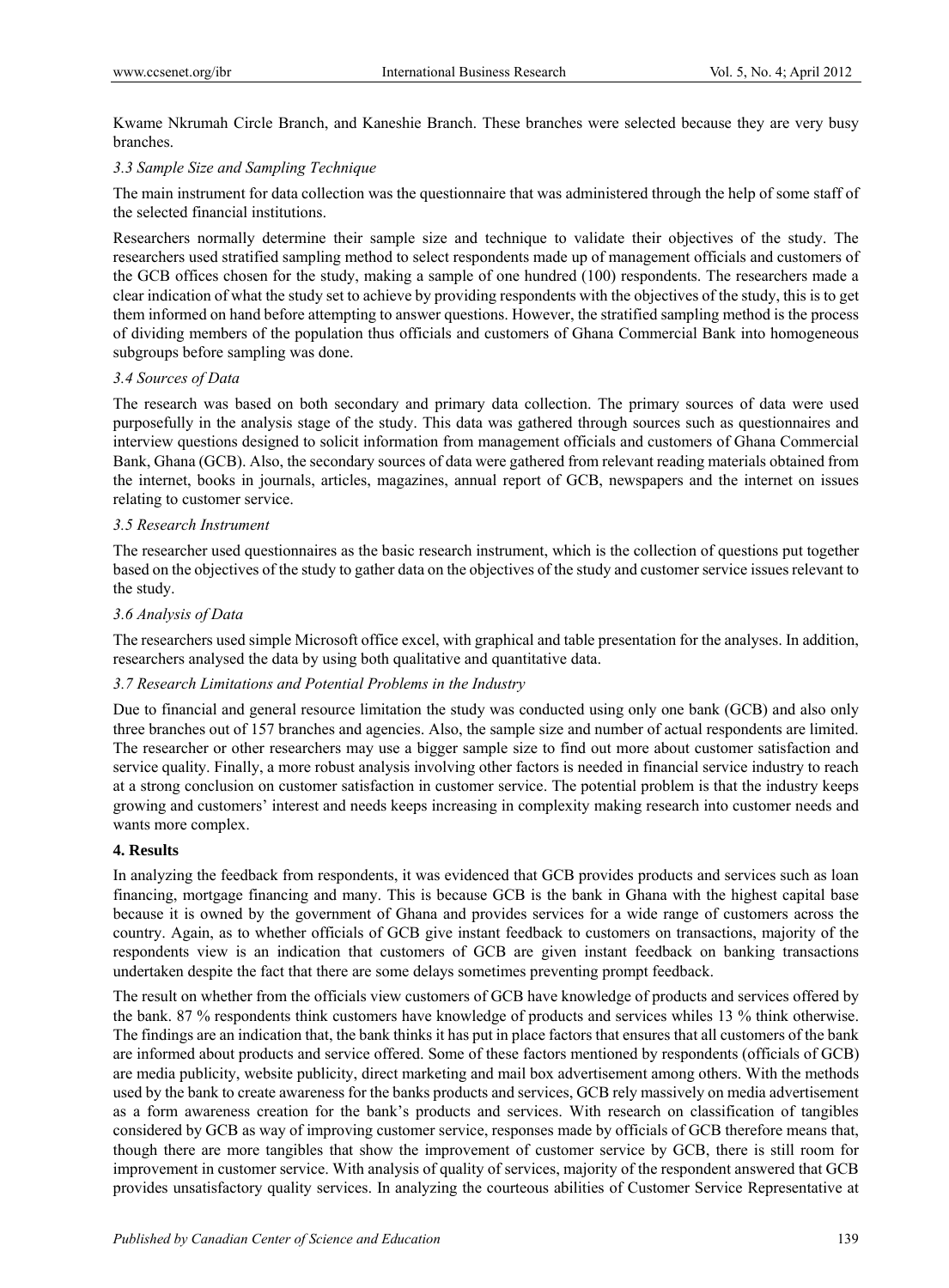Kwame Nkrumah Circle Branch, and Kaneshie Branch. These branches were selected because they are very busy branches.

### *3.3 Sample Size and Sampling Technique*

The main instrument for data collection was the questionnaire that was administered through the help of some staff of the selected financial institutions.

Researchers normally determine their sample size and technique to validate their objectives of the study. The researchers used stratified sampling method to select respondents made up of management officials and customers of the GCB offices chosen for the study, making a sample of one hundred (100) respondents. The researchers made a clear indication of what the study set to achieve by providing respondents with the objectives of the study, this is to get them informed on hand before attempting to answer questions. However, the stratified sampling method is the process of dividing members of the population thus officials and customers of Ghana Commercial Bank into homogeneous subgroups before sampling was done.

### *3.4 Sources of Data*

The research was based on both secondary and primary data collection. The primary sources of data were used purposefully in the analysis stage of the study. This data was gathered through sources such as questionnaires and interview questions designed to solicit information from management officials and customers of Ghana Commercial Bank, Ghana (GCB). Also, the secondary sources of data were gathered from relevant reading materials obtained from the internet, books in journals, articles, magazines, annual report of GCB, newspapers and the internet on issues relating to customer service.

### *3.5 Research Instrument*

The researcher used questionnaires as the basic research instrument, which is the collection of questions put together based on the objectives of the study to gather data on the objectives of the study and customer service issues relevant to the study.

### *3.6 Analysis of Data*

The researchers used simple Microsoft office excel, with graphical and table presentation for the analyses. In addition, researchers analysed the data by using both qualitative and quantitative data.

### *3.7 Research Limitations and Potential Problems in the Industry*

Due to financial and general resource limitation the study was conducted using only one bank (GCB) and also only three branches out of 157 branches and agencies. Also, the sample size and number of actual respondents are limited. The researcher or other researchers may use a bigger sample size to find out more about customer satisfaction and service quality. Finally, a more robust analysis involving other factors is needed in financial service industry to reach at a strong conclusion on customer satisfaction in customer service. The potential problem is that the industry keeps growing and customers' interest and needs keeps increasing in complexity making research into customer needs and wants more complex.

## **4. Results**

In analyzing the feedback from respondents, it was evidenced that GCB provides products and services such as loan financing, mortgage financing and many. This is because GCB is the bank in Ghana with the highest capital base because it is owned by the government of Ghana and provides services for a wide range of customers across the country. Again, as to whether officials of GCB give instant feedback to customers on transactions, majority of the respondents view is an indication that customers of GCB are given instant feedback on banking transactions undertaken despite the fact that there are some delays sometimes preventing prompt feedback.

The result on whether from the officials view customers of GCB have knowledge of products and services offered by the bank. 87 % respondents think customers have knowledge of products and services whiles 13 % think otherwise. The findings are an indication that, the bank thinks it has put in place factors that ensures that all customers of the bank are informed about products and service offered. Some of these factors mentioned by respondents (officials of GCB) are media publicity, website publicity, direct marketing and mail box advertisement among others. With the methods used by the bank to create awareness for the banks products and services, GCB rely massively on media advertisement as a form awareness creation for the bank's products and services. With research on classification of tangibles considered by GCB as way of improving customer service, responses made by officials of GCB therefore means that, though there are more tangibles that show the improvement of customer service by GCB, there is still room for improvement in customer service. With analysis of quality of services, majority of the respondent answered that GCB provides unsatisfactory quality services. In analyzing the courteous abilities of Customer Service Representative at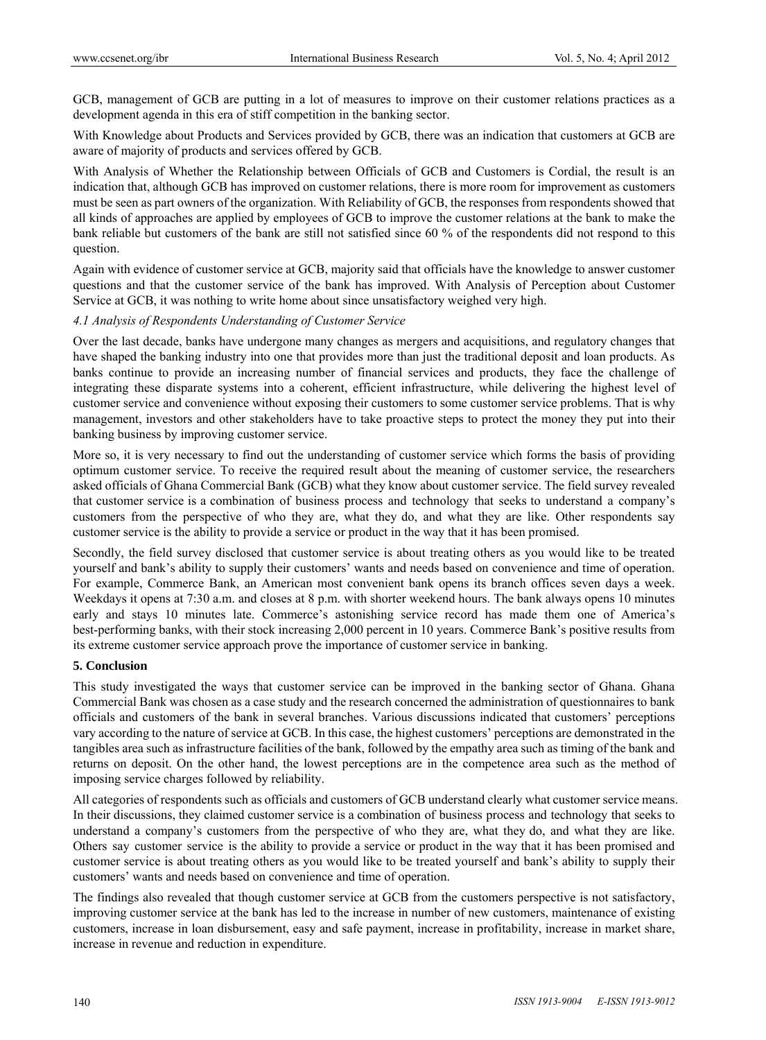GCB, management of GCB are putting in a lot of measures to improve on their customer relations practices as a development agenda in this era of stiff competition in the banking sector.

With Knowledge about Products and Services provided by GCB, there was an indication that customers at GCB are aware of majority of products and services offered by GCB.

With Analysis of Whether the Relationship between Officials of GCB and Customers is Cordial, the result is an indication that, although GCB has improved on customer relations, there is more room for improvement as customers must be seen as part owners of the organization. With Reliability of GCB, the responses from respondents showed that all kinds of approaches are applied by employees of GCB to improve the customer relations at the bank to make the bank reliable but customers of the bank are still not satisfied since 60 % of the respondents did not respond to this question.

Again with evidence of customer service at GCB, majority said that officials have the knowledge to answer customer questions and that the customer service of the bank has improved. With Analysis of Perception about Customer Service at GCB, it was nothing to write home about since unsatisfactory weighed very high.

### *4.1 Analysis of Respondents Understanding of Customer Service*

Over the last decade, banks have undergone many changes as mergers and acquisitions, and regulatory changes that have shaped the banking industry into one that provides more than just the traditional deposit and loan products. As banks continue to provide an increasing number of financial services and products, they face the challenge of integrating these disparate systems into a coherent, efficient infrastructure, while delivering the highest level of customer service and convenience without exposing their customers to some customer service problems. That is why management, investors and other stakeholders have to take proactive steps to protect the money they put into their banking business by improving customer service.

More so, it is very necessary to find out the understanding of customer service which forms the basis of providing optimum customer service. To receive the required result about the meaning of customer service, the researchers asked officials of Ghana Commercial Bank (GCB) what they know about customer service. The field survey revealed that customer service is a combination of business process and technology that seeks to understand a company's customers from the perspective of who they are, what they do, and what they are like. Other respondents say customer service is the ability to provide a service or product in the way that it has been promised.

Secondly, the field survey disclosed that customer service is about treating others as you would like to be treated yourself and bank's ability to supply their customers' wants and needs based on convenience and time of operation. For example, Commerce Bank, an American most convenient bank opens its branch offices seven days a week. Weekdays it opens at 7:30 a.m. and closes at 8 p.m. with shorter weekend hours. The bank always opens 10 minutes early and stays 10 minutes late. Commerce's astonishing service record has made them one of America's best-performing banks, with their stock increasing 2,000 percent in 10 years. Commerce Bank's positive results from its extreme customer service approach prove the importance of customer service in banking.

## 5. Conclusion

This study investigated the ways that customer service can be improved in the banking sector of Ghana. Ghana Commercial Bank was chosen as a case study and the research concerned the administration of questionnaires to bank officials and customers of the bank in several branches. Various discussions indicated that customers' perceptions vary according to the nature of service at GCB. In this case, the highest customers' perceptions are demonstrated in the tangibles area such as infrastructure facilities of the bank, followed by the empathy area such as timing of the bank and returns on deposit. On the other hand, the lowest perceptions are in the competence area such as the method of imposing service charges followed by reliability.

All categories of respondents such as officials and customers of GCB understand clearly what customer service means. In their discussions, they claimed customer service is a combination of business process and technology that seeks to understand a company's customers from the perspective of who they are, what they do, and what they are like. Others say customer service is the ability to provide a service or product in the way that it has been promised and customer service is about treating others as you would like to be treated yourself and bank's ability to supply their customers' wants and needs based on convenience and time of operation.

The findings also revealed that though customer service at GCB from the customers perspective is not satisfactory, improving customer service at the bank has led to the increase in number of new customers, maintenance of existing customers, increase in loan disbursement, easy and safe payment, increase in profitability, increase in market share, increase in revenue and reduction in expenditure.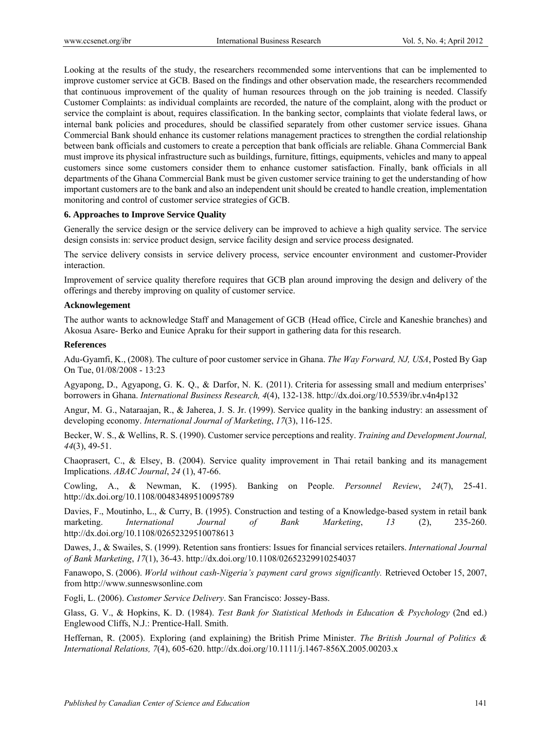Looking at the results of the study, the researchers recommended some interventions that can be implemented to improve customer service at GCB. Based on the findings and other observation made, the researchers recommended that continuous improvement of the quality of human resources through on the job training is needed. Classify Customer Complaints: as individual complaints are recorded, the nature of the complaint, along with the product or service the complaint is about, requires classification. In the banking sector, complaints that violate federal laws, or internal bank policies and procedures, should be classified separately from other customer service issues. Ghana Commercial Bank should enhance its customer relations management practices to strengthen the cordial relationship between bank officials and customers to create a perception that bank officials are reliable. Ghana Commercial Bank must improve its physical infrastructure such as buildings, furniture, fittings, equipments, vehicles and many to appeal customers since some customers consider them to enhance customer satisfaction. Finally, bank officials in all departments of the Ghana Commercial Bank must be given customer service training to get the understanding of how important customers are to the bank and also an independent unit should be created to handle creation, implementation monitoring and control of customer service strategies of GCB.

## 6. Approaches to Improve Service Quality

Generally the service design or the service delivery can be improved to achieve a high quality service. The service design consists in: service product design, service facility design and service process designated.

The service delivery consists in service delivery process, service encounter environment and customer-Provider interaction.

Improvement of service quality therefore requires that GCB plan around improving the design and delivery of the offerings and thereby improving on quality of customer service.

## Acknowlegement

The author wants to acknowledge Staff and Management of GCB (Head office, Circle and Kaneshie branches) and Akosua Asare- Berko and Eunice Apraku for their support in gathering data for this research.

## References

Adu-Gyamfi, K., (2008). The culture of poor customer service in Ghana. *The Way Forward, NJ, USA*, Posted By Gap On Tue, 01/08/2008 - 13:23

Agyapong, D., Agyapong, G. K. Q., & Darfor, N. K. (2011). Criteria for assessing small and medium enterprises' borrowers in Ghana. *International Business Research, 4*(4), 132-138. http://dx.doi.org/10.5539/ibr.v4n4p132

Angur, M. G., Nataraajan, R., & Jaherea, J. S. Jr. (1999). Service quality in the banking industry: an assessment of developing economy. *International Journal of Marketing*, *17*(3), 116-125.

Becker, W. S., & Wellins, R. S. (1990). Customer service perceptions and reality. *Training and Development Journal, 44*(3), 49-51.

Chaoprasert, C., & Elsey, B. (2004). Service quality improvement in Thai retail banking and its management Implications. *ABAC Journal*, *24* (1), 47-66.

Cowling, A., & Newman, K. (1995). Banking on People. *Personnel Review*, *24*(7), 25-41. http://dx.doi.org/10.1108/00483489510095789

Davies, F., Moutinho, L., & Curry, B. (1995). Construction and testing of a Knowledge-based system in retail bank marketing. *International Journal of Bank Marketing*, *13* (2), 235-260. http://dx.doi.org/10.1108/02652329510078613

Dawes, J., & Swailes, S. (1999). Retention sans frontiers: Issues for financial services retailers. *International Journal of Bank Marketing*, *17*(1), 36-43. http://dx.doi.org/10.1108/02652329910254037

Fanawopo, S. (2006). *World without cash-Nigeria's payment card grows significantly.* Retrieved October 15, 2007, from http://www.sunneswsonline.com

Fogli, L. (2006). *Customer Service Delivery*. San Francisco: Jossey-Bass.

Glass, G. V., & Hopkins, K. D. (1984). *Test Bank for Statistical Methods in Education & Psychology* (2nd ed.) Englewood Cliffs, N.J.: Prentice-Hall. Smith.

Heffernan, R. (2005). Exploring (and explaining) the British Prime Minister. *The British Journal of Politics & International Relations, 7*(4), 605-620. http://dx.doi.org/10.1111/j.1467-856X.2005.00203.x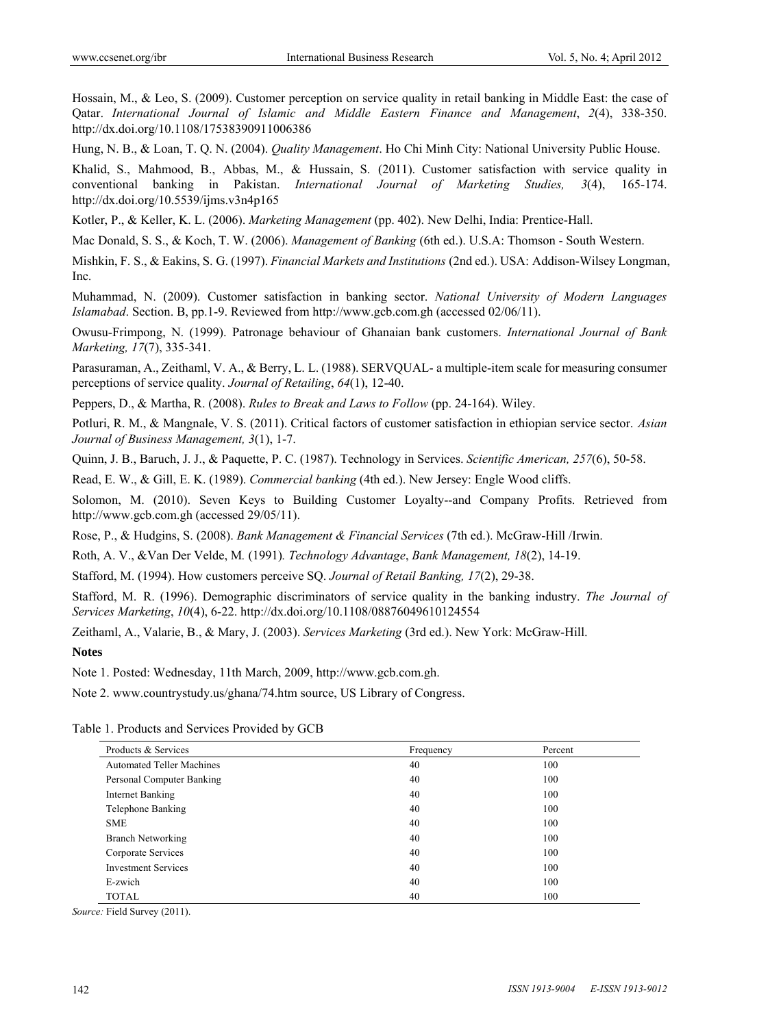Hossain, M., & Leo, S. (2009). Customer perception on service quality in retail banking in Middle East: the case of Qatar. *International Journal of Islamic and Middle Eastern Finance and Management*, *2*(4), 338-350. http://dx.doi.org/10.1108/17538390911006386

Hung, N. B., & Loan, T. Q. N. (2004). *Quality Management*. Ho Chi Minh City: National University Public House.

Khalid, S., Mahmood, B., Abbas, M., & Hussain, S. (2011). Customer satisfaction with service quality in conventional banking in Pakistan. *International Journal of Marketing Studies, 3*(4), 165-174. http://dx.doi.org/10.5539/ijms.v3n4p165

Kotler, P., & Keller, K. L. (2006). *Marketing Management* (pp. 402). New Delhi, India: Prentice-Hall.

Mac Donald, S. S., & Koch, T. W. (2006). *Management of Banking* (6th ed.). U.S.A: Thomson - South Western.

Mishkin, F. S., & Eakins, S. G. (1997). *Financial Markets and Institutions* (2nd ed.). USA: Addison-Wilsey Longman, Inc.

Muhammad, N. (2009). Customer satisfaction in banking sector. *National University of Modern Languages Islamabad*. Section. B, pp.1-9. Reviewed from http://www.gcb.com.gh (accessed 02/06/11).

Owusu-Frimpong, N. (1999). Patronage behaviour of Ghanaian bank customers. *International Journal of Bank Marketing, 17*(7), 335-341.

Parasuraman, A., Zeithaml, V. A., & Berry, L. L. (1988). SERVQUAL- a multiple-item scale for measuring consumer perceptions of service quality. *Journal of Retailing*, *64*(1), 12-40.

Peppers, D., & Martha, R. (2008). *Rules to Break and Laws to Follow* (pp. 24-164). Wiley.

Potluri, R. M., & Mangnale, V. S. (2011). Critical factors of customer satisfaction in ethiopian service sector. *Asian Journal of Business Management, 3*(1), 1-7.

Quinn, J. B., Baruch, J. J., & Paquette, P. C. (1987). Technology in Services. *Scientific American, 257*(6), 50-58.

Read, E. W., & Gill, E. K. (1989). *Commercial banking* (4th ed.). New Jersey: Engle Wood cliffs.

Solomon, M. (2010). Seven Keys to Building Customer Loyalty--and Company Profits. Retrieved from http://www.gcb.com.gh (accessed 29/05/11).

Rose, P., & Hudgins, S. (2008). *Bank Management & Financial Services* (7th ed.). McGraw-Hill /Irwin.

Roth, A. V., &Van Der Velde, M*.* (1991)*. Technology Advantage*, *Bank Management, 18*(2), 14-19.

Stafford, M. (1994). How customers perceive SQ. *Journal of Retail Banking, 17*(2), 29-38.

Stafford, M. R. (1996). Demographic discriminators of service quality in the banking industry. *The Journal of Services Marketing*, *10*(4), 6-22. http://dx.doi.org/10.1108/08876049610124554

Zeithaml, A., Valarie, B., & Mary, J. (2003). *Services Marketing* (3rd ed.). New York: McGraw-Hill.

**Notes**

Note 1. Posted: Wednesday, 11th March, 2009, http://www.gcb.com.gh.

Note 2. www.countrystudy.us/ghana/74.htm source, US Library of Congress.

Table 1. Products and Services Provided by GCB

| Products & Services | Frequency | Percent |
|---|---|---|
| Automated Teller Machines | 40 | 100 |
| Personal Computer Banking | 40 | 100 |
| Internet Banking | 40 | 100 |
| Telephone Banking | 40 | 100 |
| SME | 40 | 100 |
| Branch Networking | 40 | 100 |
| Corporate Services | 40 | 100 |
| Investment Services | 40 | 100 |
| E-zwich | 40 | 100 |
| TOTAL | 40 | 100 |

*Source:* Field Survey (2011).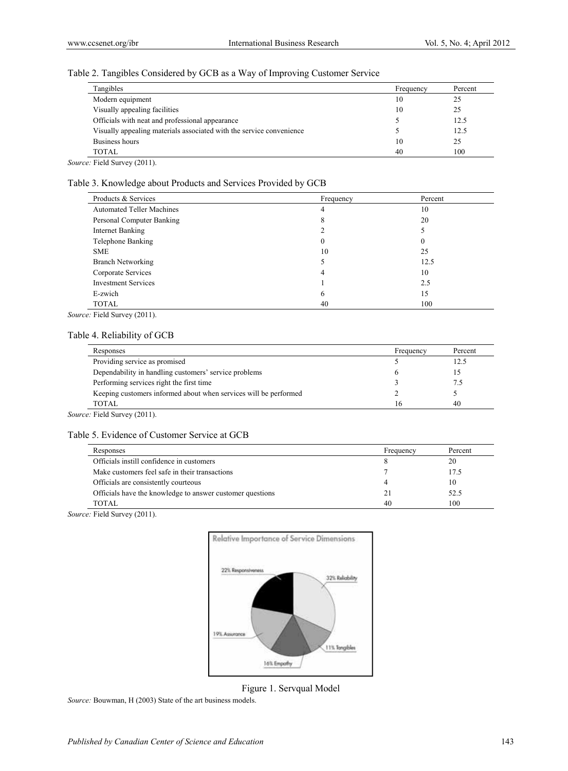Table 2. Tangibles Considered by GCB as a Way of Improving Customer Service

| Tangibles | Frequency | Percent |
|---|---|---|
| Modern equipment | 10 | 25 |
| Visually appealing facilities | 10 | 25 |
| Officials with neat and professional appearance | 5 | 12.5 |
| Visually appealing materials associated with the service convenience | 5 | 12.5 |
| Business hours | 10 | 25 |
| TOTAL | 40 | 100 |

*Source:* Field Survey (2011).

Table 3. Knowledge about Products and Services Provided by GCB

| Products & Services | Frequency | Percent |
|---|---|---|
| Automated Teller Machines | 4 | 10 |
| Personal Computer Banking | 8 | 20 |
| Internet Banking | 2 | 5 |
| Telephone Banking | 0 | 0 |
| SME | 10 | 25 |
| Branch Networking | 5 | 12.5 |
| Corporate Services | 4 | 10 |
| Investment Services | 1 | 2.5 |
| E-zwich | 6 | 15 |
| TOTAL | 40 | 100 |

*Source:* Field Survey (2011).

Table 4. Reliability of GCB

| Responses | Frequency | Percent |
|---|---|---|
| Providing service as promised | 5 | 12.5 |
| Dependability in handling customers' service problems | 6 | 15 |
| Performing services right the first time | 3 | 7.5 |
| Keeping customers informed about when services will be performed | 2 | 5 |
| TOTAL | 16 | 40 |

*Source:* Field Survey (2011).

Table 5. Evidence of Customer Service at GCB

| Responses | Frequency | Percent |
|---|---|---|
| Officials instill confidence in customers | 8 | 20 |
| Make customers feel safe in their transactions | 7 | 17.5 |
| Officials are consistently courteous | 4 | 10 |
| Officials have the knowledge to answer customer questions | 21 | 52.5 |
| TOTAL | 40 | 100 |

*Source:* Field Survey (2011).

Figure 1. Servqual Model

*Source:* Bouwman, H (2003) State of the art business models.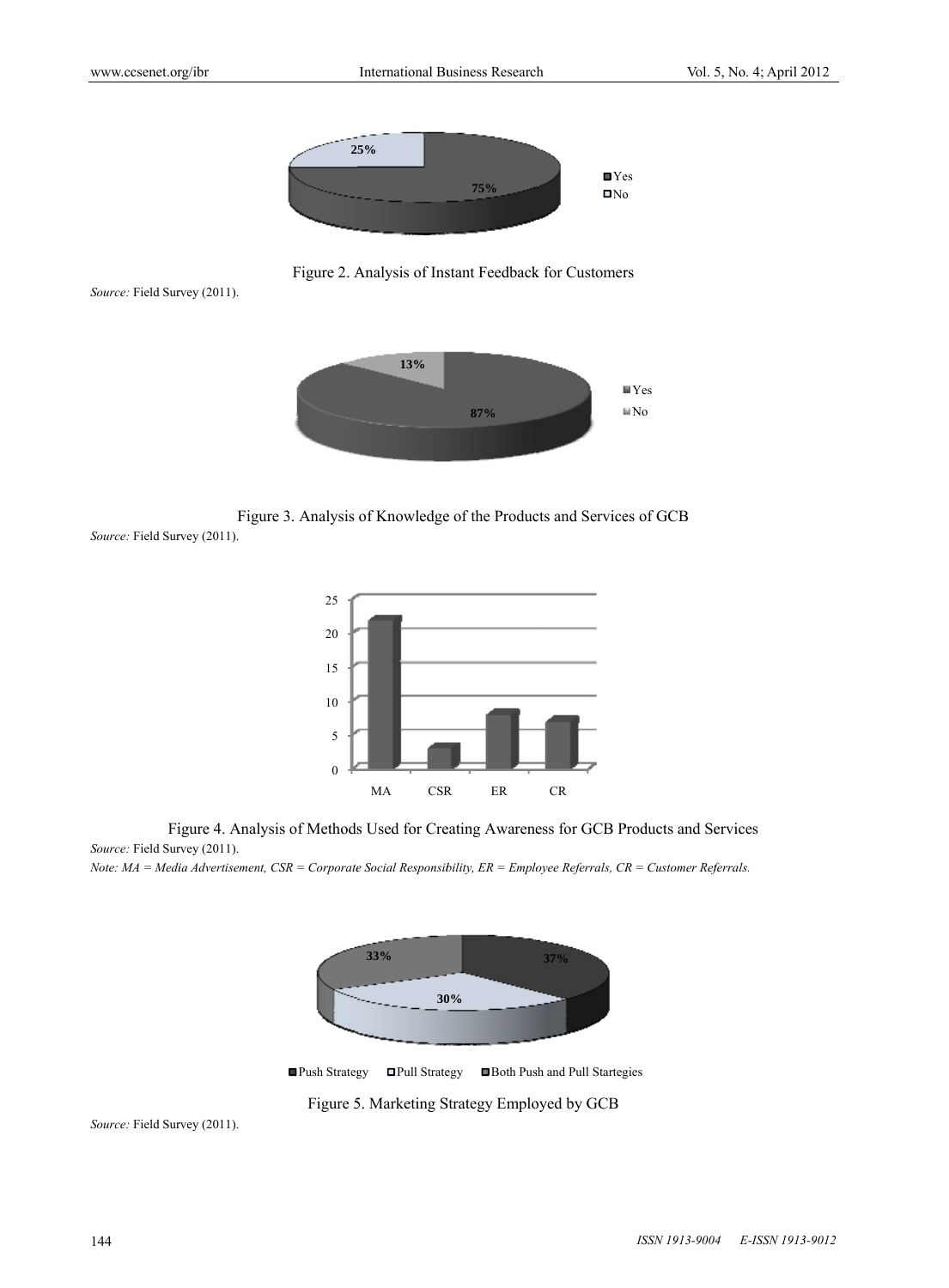Figure 2. Analysis of Instant Feedback for Customers

*Source:* Field Survey (2011).

Figure 3. Analysis of Knowledge of the Products and Services of GCB

*Source:* Field Survey (2011).

Figure 4. Analysis of Methods Used for Creating Awareness for GCB Products and Services

*Source:* Field Survey (2011).

*Note: MA = Media Advertisement, CSR = Corporate Social Responsibility, ER = Employee Referrals, CR = Customer Referrals.*

Figure 5. Marketing Strategy Employed by GCB

*Source:* Field Survey (2011).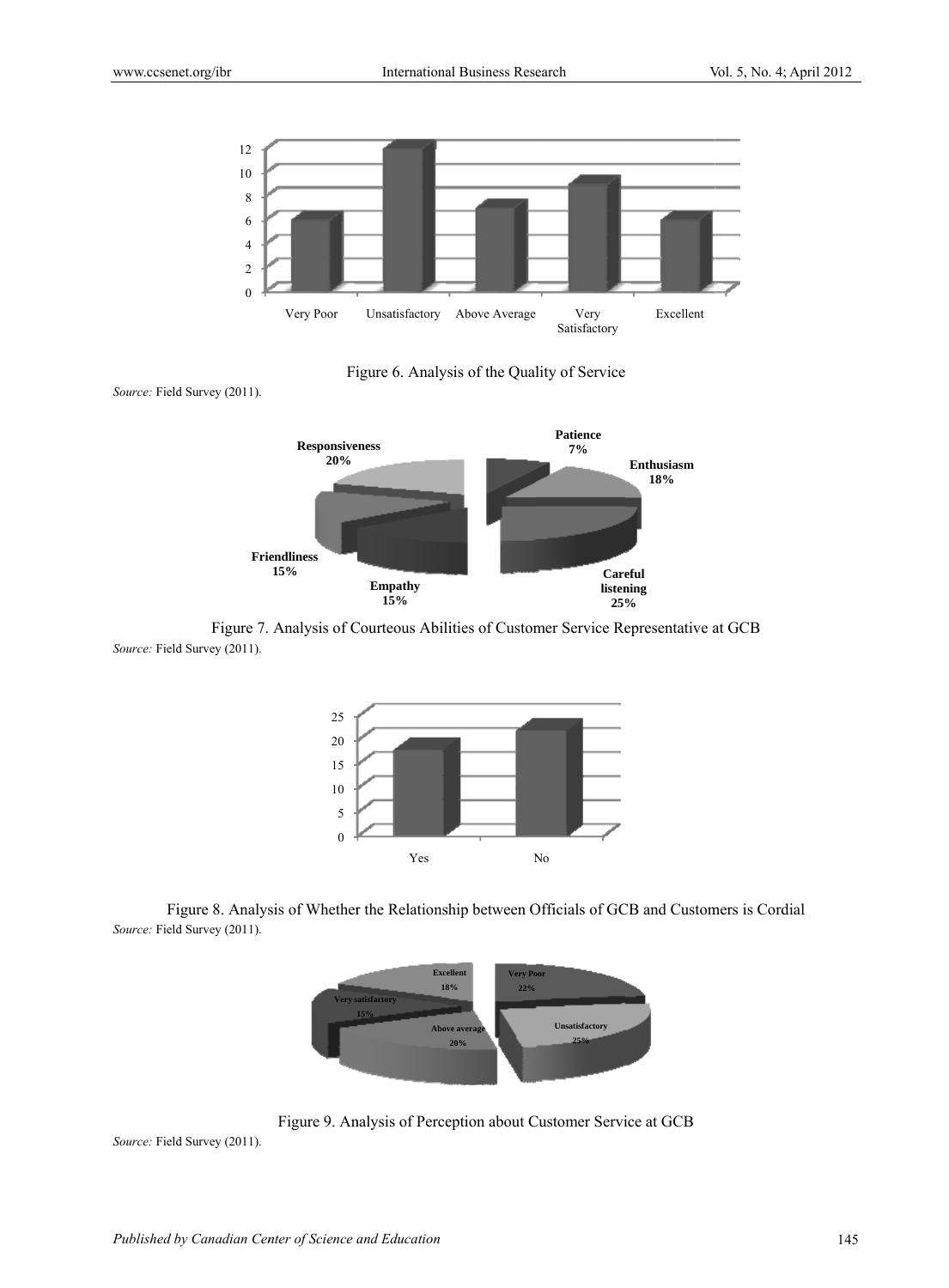Figure 6. Analysis of the Quality of Service

*Source:* Field Survey (2011).

Figure 7. Analysis of Courteous Abilities of Customer Service Representative at GCB

*Source:* Field Survey (2011).

Figure 8. Analysis of Whether the Relationship between Officials of GCB and Customers is Cordial

*Source:* Field Survey (2011).

Figure 9. Analysis of Perception about Customer Service at GCB

*Source:* Field Survey (2011).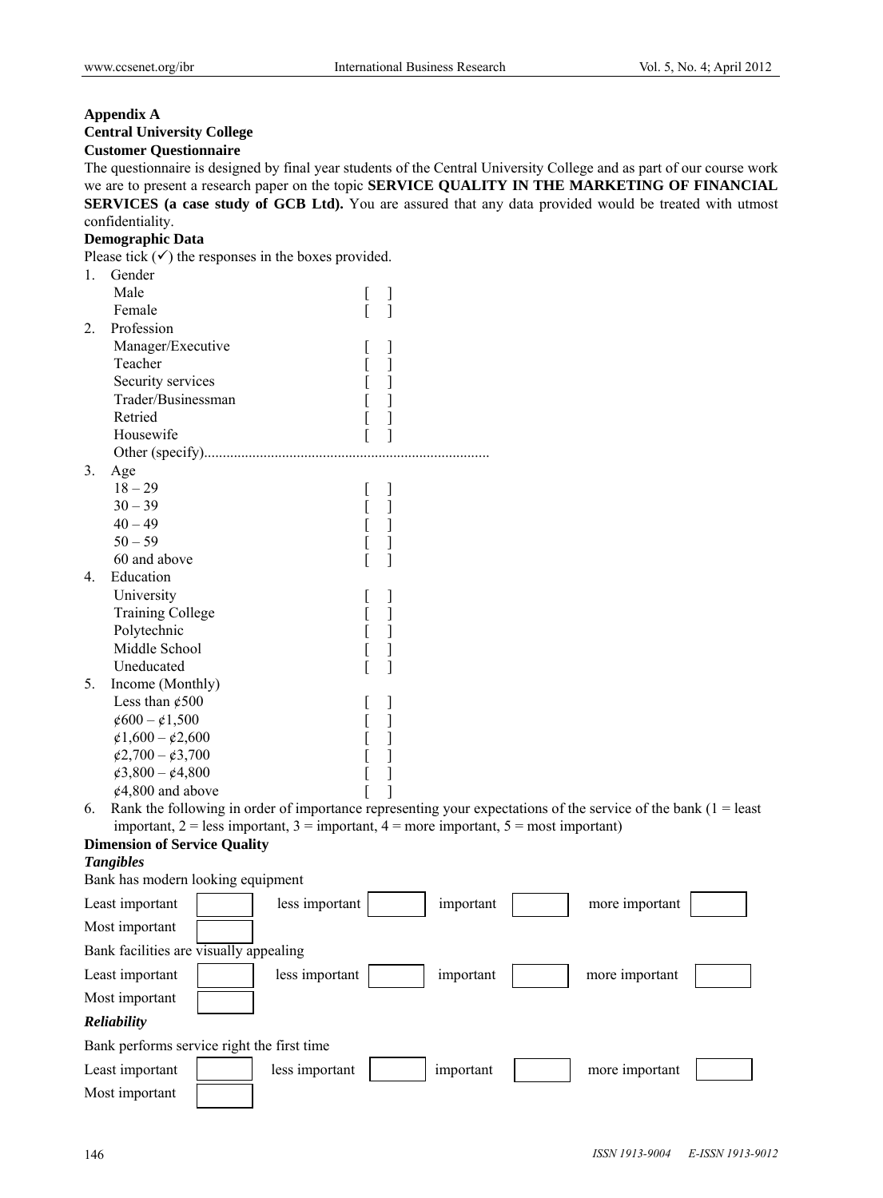**Appendix A**

**Central University College**

**Customer Questionnaire**

The questionnaire is designed by final year students of the Central University College and as part of our course work we are to present a research paper on the topic **SERVICE QUALITY IN THE MARKETING OF FINANCIAL SERVICES (a case study of GCB Ltd).** You are assured that any data provided would be treated with utmost confidentiality.

**Demographic Data**

Please tick (✓) the responses in the boxes provided.

1. Gender
   - Male [ ]
   - Female [ ]
2. Profession
   - Manager/Executive [ ]
   - Teacher [ ]
   - Security services [ ]
   - Trader/Businessman [ ]
   - Retried [ ]
   - Housewife [ ]
   - Other (specify)............................................................................
3. Age
   - 18 – 29 [ ]
   - 30 – 39 [ ]
   - 40 – 49 [ ]
   - 50 – 59 [ ]
   - 60 and above [ ]
4. Education
   - University [ ]
   - Training College [ ]
   - Polytechnic [ ]
   - Middle School [ ]
   - Uneducated [ ]
5. Income (Monthly)
   - Less than ¢500 [ ]
   - ¢600 – ¢1,500 [ ]
   - ¢1,600 – ¢2,600 [ ]
   - ¢2,700 – ¢3,700 [ ]
   - ¢3,800 – ¢4,800 [ ]
   - ¢4,800 and above [ ]
6. Rank the following in order of importance representing your expectations of the service of the bank (1 = least important, 2 = less important, 3 = important, 4 = more important, 5 = most important)

**Dimension of Service Quality**

***Tangibles***

Bank has modern looking equipment

Least important [ ] less important [ ] important [ ] more important [ ]
Most important [ ]

Bank facilities are visually appealing

Least important [ ] less important [ ] important [ ] more important [ ]
Most important [ ]

***Reliability***

Bank performs service right the first time

Least important [ ] less important [ ] important [ ] more important [ ]
Most important [ ]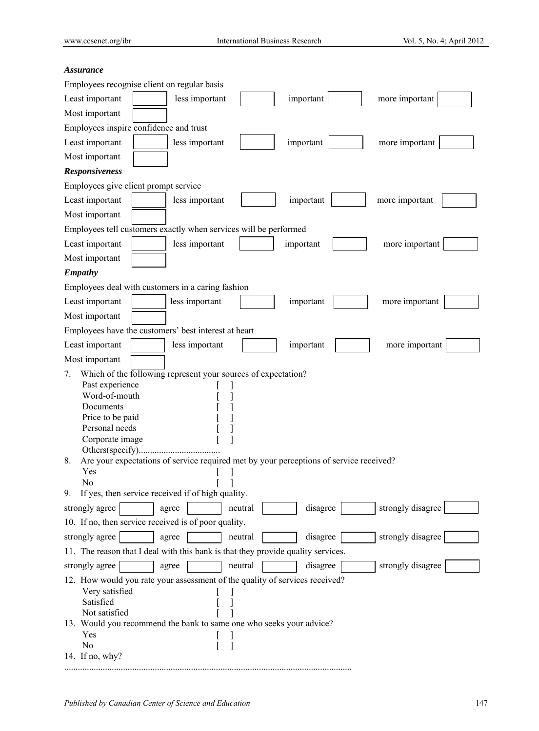***Assurance***

Employees recognise client on regular basis

Least important [ ] less important [ ] important [ ] more important [ ]
Most important [ ]

Employees inspire confidence and trust

Least important [ ] less important [ ] important [ ] more important [ ]
Most important [ ]

***Responsiveness***

Employees give client prompt service

Least important [ ] less important [ ] important [ ] more important [ ]
Most important [ ]

Employees tell customers exactly when services will be performed

Least important [ ] less important [ ] important [ ] more important [ ]
Most important [ ]

***Empathy***

Employees deal with customers in a caring fashion

Least important [ ] less important [ ] important [ ] more important [ ]
Most important [ ]

Employees have the customers' best interest at heart

Least important [ ] less important [ ] important [ ] more important [ ]
Most important [ ]

7. Which of the following represent your sources of expectation?
   - Past experience [ ]
   - Word-of-mouth [ ]
   - Documents [ ]
   - Price to be paid [ ]
   - Personal needs [ ]
   - Corporate image [ ]
   - Others(specify)...................................
8. Are your expectations of service required met by your perceptions of service received?
   - Yes [ ]
   - No [ ]
9. If yes, then service received if of high quality.

strongly agree [ ] agree [ ] neutral [ ] disagree [ ] strongly disagree [ ]

10. If no, then service received is of poor quality.

strongly agree [ ] agree [ ] neutral [ ] disagree [ ] strongly disagree [ ]

11. The reason that I deal with this bank is that they provide quality services.

strongly agree [ ] agree [ ] neutral [ ] disagree [ ] strongly disagree [ ]

12. How would you rate your assessment of the quality of services received?
    - Very satisfied [ ]
    - Satisfied [ ]
    - Not satisfied [ ]
13. Would you recommend the bank to same one who seeks your advice?
    - Yes [ ]
    - No [ ]
14. If no, why?

..............................................................................................................................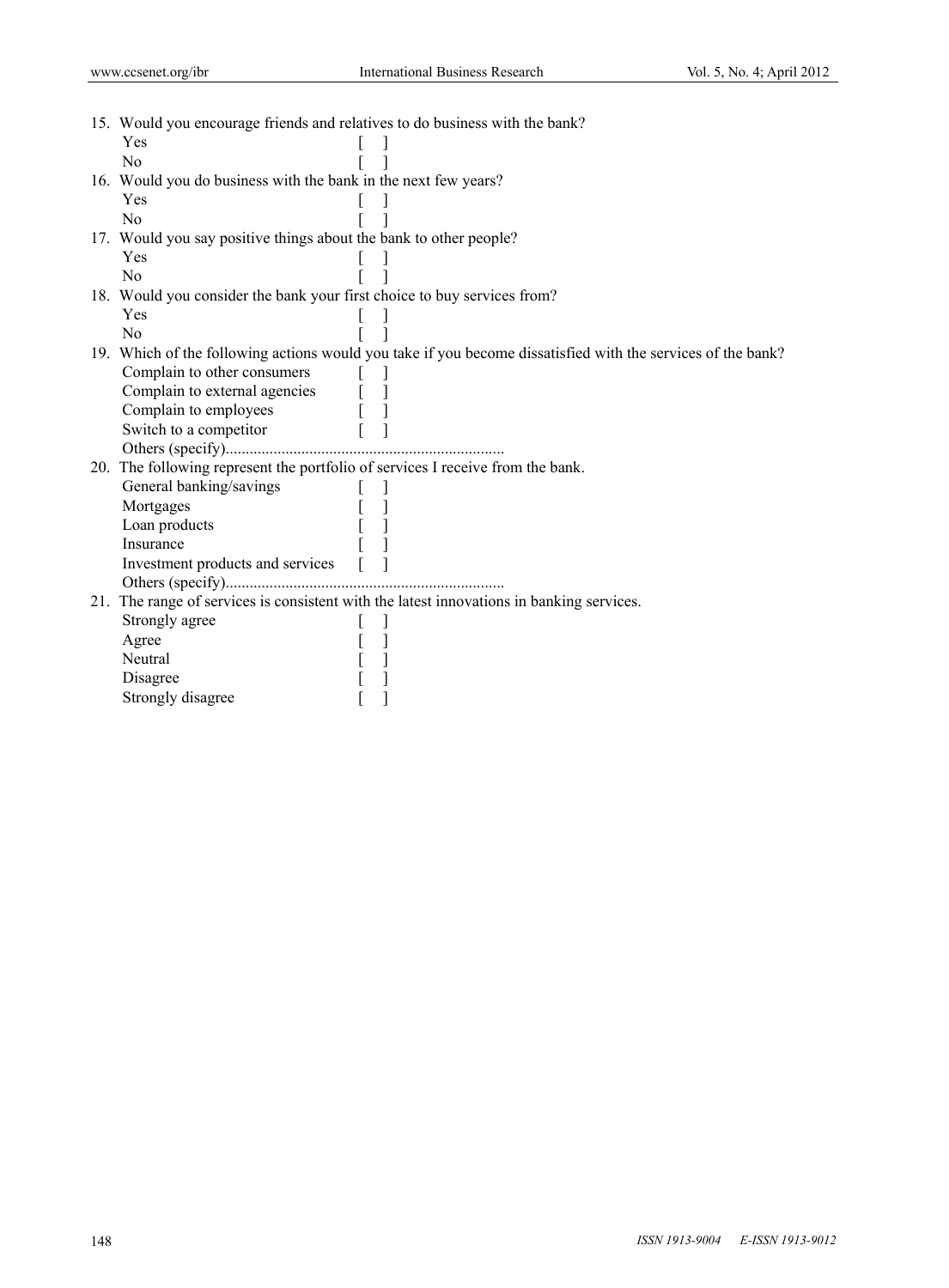15. Would you encourage friends and relatives to do business with the bank?

    Yes [ ]

    No [ ]

16. Would you do business with the bank in the next few years?

    Yes [ ]

    No [ ]

17. Would you say positive things about the bank to other people?

    Yes [ ]

    No [ ]

18. Would you consider the bank your first choice to buy services from?

    Yes [ ]

    No [ ]

19. Which of the following actions would you take if you become dissatisfied with the services of the bank?

    Complain to other consumers [ ]

    Complain to external agencies [ ]

    Complain to employees [ ]

    Switch to a competitor [ ]

    Others (specify)......................................................................

20. The following represent the portfolio of services I receive from the bank.

    General banking/savings [ ]

    Mortgages [ ]

    Loan products [ ]

    Insurance [ ]

    Investment products and services [ ]

    Others (specify)......................................................................

21. The range of services is consistent with the latest innovations in banking services.

    Strongly agree [ ]

    Agree [ ]

    Neutral [ ]

    Disagree [ ]

    Strongly disagree [ ]